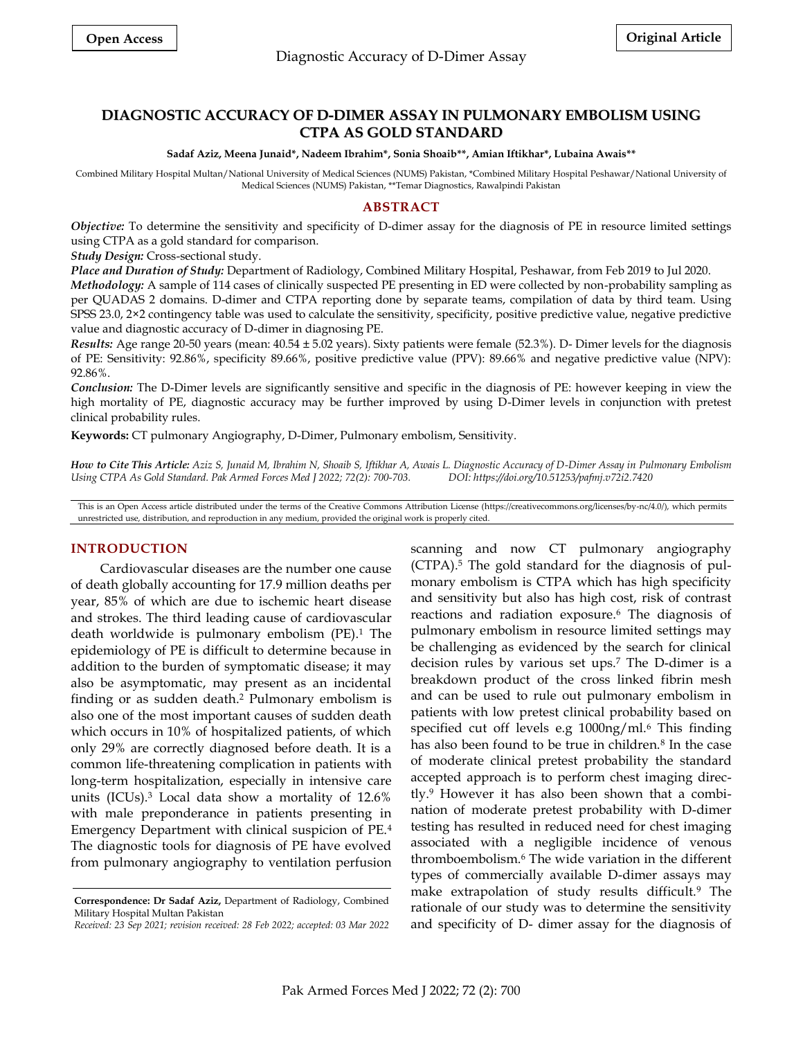**Open Access**

**Original Article**

# DIAGNOSTIC ACCURACY OF D-DIMER ASSAY IN PULMONARY EMBOLISM USING CTPA AS GOLD STANDARD

**Sadaf Aziz, Meena Junaid\*, Nadeem Ibrahim\*, Sonia Shoaib\*\*, Amian Iftikhar\*, Lubaina Awais\*\***

Combined Military Hospital Multan/National University of Medical Sciences (NUMS) Pakistan, \*Combined Military Hospital Peshawar/National University of Medical Sciences (NUMS) Pakistan, \*\*Temar Diagnostics, Rawalpindi Pakistan

## ABSTRACT

***Objective:*** To determine the sensitivity and specificity of D-dimer assay for the diagnosis of PE in resource limited settings using CTPA as a gold standard for comparison.

***Study Design:*** Cross-sectional study.

***Place and Duration of Study:*** Department of Radiology, Combined Military Hospital, Peshawar, from Feb 2019 to Jul 2020.

***Methodology:*** A sample of 114 cases of clinically suspected PE presenting in ED were collected by non-probability sampling as per QUADAS 2 domains. D-dimer and CTPA reporting done by separate teams, compilation of data by third team. Using SPSS 23.0, 2×2 contingency table was used to calculate the sensitivity, specificity, positive predictive value, negative predictive value and diagnostic accuracy of D-dimer in diagnosing PE.

***Results:*** Age range 20-50 years (mean: 40.54 ± 5.02 years). Sixty patients were female (52.3%). D- Dimer levels for the diagnosis of PE: Sensitivity: 92.86%, specificity 89.66%, positive predictive value (PPV): 89.66% and negative predictive value (NPV): 92.86%.

***Conclusion:*** The D-Dimer levels are significantly sensitive and specific in the diagnosis of PE: however keeping in view the high mortality of PE, diagnostic accuracy may be further improved by using D-Dimer levels in conjunction with pretest clinical probability rules.

**Keywords:** CT pulmonary Angiography, D-Dimer, Pulmonary embolism, Sensitivity.

***How to Cite This Article:*** *Aziz S, Junaid M, Ibrahim N, Shoaib S, Iftikhar A, Awais L. Diagnostic Accuracy of D-Dimer Assay in Pulmonary Embolism Using CTPA As Gold Standard. Pak Armed Forces Med J 2022; 72(2): 700-703. DOI: https://doi.org/10.51253/pafmj.v72i2.7420*

This is an Open Access article distributed under the terms of the Creative Commons Attribution License (https://creativecommons.org/licenses/by-nc/4.0/), which permits unrestricted use, distribution, and reproduction in any medium, provided the original work is properly cited.

## INTRODUCTION

Cardiovascular diseases are the number one cause of death globally accounting for 17.9 million deaths per year, 85% of which are due to ischemic heart disease and strokes. The third leading cause of cardiovascular death worldwide is pulmonary embolism (PE).[1] The epidemiology of PE is difficult to determine because in addition to the burden of symptomatic disease; it may also be asymptomatic, may present as an incidental finding or as sudden death.[2] Pulmonary embolism is also one of the most important causes of sudden death which occurs in 10% of hospitalized patients, of which only 29% are correctly diagnosed before death. It is a common life-threatening complication in patients with long-term hospitalization, especially in intensive care units (ICUs).[3] Local data show a mortality of 12.6% with male preponderance in patients presenting in Emergency Department with clinical suspicion of PE.[4] The diagnostic tools for diagnosis of PE have evolved from pulmonary angiography to ventilation perfusion scanning and now CT pulmonary angiography (CTPA).[5] The gold standard for the diagnosis of pulmonary embolism is CTPA which has high specificity and sensitivity but also has high cost, risk of contrast reactions and radiation exposure.[6] The diagnosis of pulmonary embolism in resource limited settings may be challenging as evidenced by the search for clinical decision rules by various set ups.[7] The D-dimer is a breakdown product of the cross linked fibrin mesh and can be used to rule out pulmonary embolism in patients with low pretest clinical probability based on specified cut off levels e.g 1000ng/ml.[6] This finding has also been found to be true in children.[8] In the case of moderate clinical pretest probability the standard accepted approach is to perform chest imaging directly.[9] However it has also been shown that a combination of moderate pretest probability with D-dimer testing has resulted in reduced need for chest imaging associated with a negligible incidence of venous thromboembolism.[6] The wide variation in the different types of commercially available D-dimer assays may make extrapolation of study results difficult.[9] The rationale of our study was to determine the sensitivity and specificity of D- dimer assay for the diagnosis of

**Correspondence: Dr Sadaf Aziz,** Department of Radiology, Combined Military Hospital Multan Pakistan

*Received: 23 Sep 2021; revision received: 28 Feb 2022; accepted: 03 Mar 2022*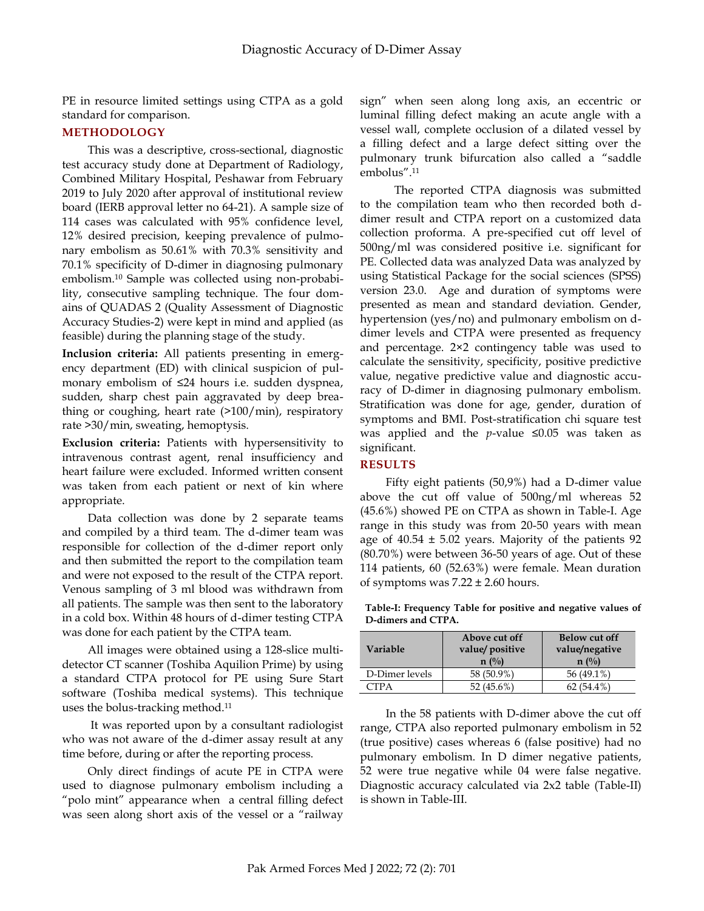PE in resource limited settings using CTPA as a gold standard for comparison.

## METHODOLOGY

This was a descriptive, cross-sectional, diagnostic test accuracy study done at Department of Radiology, Combined Military Hospital, Peshawar from February 2019 to July 2020 after approval of institutional review board (IERB approval letter no 64-21). A sample size of 114 cases was calculated with 95% confidence level, 12% desired precision, keeping prevalence of pulmonary embolism as 50.61% with 70.3% sensitivity and 70.1% specificity of D-dimer in diagnosing pulmonary embolism.[10] Sample was collected using non-probability, consecutive sampling technique. The four domains of QUADAS 2 (Quality Assessment of Diagnostic Accuracy Studies-2) were kept in mind and applied (as feasible) during the planning stage of the study.

**Inclusion criteria:** All patients presenting in emergency department (ED) with clinical suspicion of pulmonary embolism of ≤24 hours i.e. sudden dyspnea, sudden, sharp chest pain aggravated by deep breathing or coughing, heart rate (>100/min), respiratory rate >30/min, sweating, hemoptysis.

**Exclusion criteria:** Patients with hypersensitivity to intravenous contrast agent, renal insufficiency and heart failure were excluded. Informed written consent was taken from each patient or next of kin where appropriate.

Data collection was done by 2 separate teams and compiled by a third team. The d-dimer team was responsible for collection of the d-dimer report only and then submitted the report to the compilation team and were not exposed to the result of the CTPA report. Venous sampling of 3 ml blood was withdrawn from all patients. The sample was then sent to the laboratory in a cold box. Within 48 hours of d-dimer testing CTPA was done for each patient by the CTPA team.

All images were obtained using a 128-slice multi-detector CT scanner (Toshiba Aquilion Prime) by using a standard CTPA protocol for PE using Sure Start software (Toshiba medical systems). This technique uses the bolus-tracking method.[11]

It was reported upon by a consultant radiologist who was not aware of the d-dimer assay result at any time before, during or after the reporting process.

Only direct findings of acute PE in CTPA were used to diagnose pulmonary embolism including a "polo mint" appearance when a central filling defect was seen along short axis of the vessel or a "railway sign" when seen along long axis, an eccentric or luminal filling defect making an acute angle with a vessel wall, complete occlusion of a dilated vessel by a filling defect and a large defect sitting over the pulmonary trunk bifurcation also called a "saddle embolus".[11]

The reported CTPA diagnosis was submitted to the compilation team who then recorded both d-dimer result and CTPA report on a customized data collection proforma. A pre-specified cut off level of 500ng/ml was considered positive i.e. significant for PE. Collected data was analyzed Data was analyzed by using Statistical Package for the social sciences (SPSS) version 23.0. Age and duration of symptoms were presented as mean and standard deviation. Gender, hypertension (yes/no) and pulmonary embolism on d-dimer levels and CTPA were presented as frequency and percentage. 2×2 contingency table was used to calculate the sensitivity, specificity, positive predictive value, negative predictive value and diagnostic accuracy of D-dimer in diagnosing pulmonary embolism. Stratification was done for age, gender, duration of symptoms and BMI. Post-stratification chi square test was applied and the *p*-value ≤0.05 was taken as significant.

## RESULTS

Fifty eight patients (50,9%) had a D-dimer value above the cut off value of 500ng/ml whereas 52 (45.6%) showed PE on CTPA as shown in Table-I. Age range in this study was from 20-50 years with mean age of 40.54 ± 5.02 years. Majority of the patients 92 (80.70%) were between 36-50 years of age. Out of these 114 patients, 60 (52.63%) were female. Mean duration of symptoms was 7.22 ± 2.60 hours.

**Table-I: Frequency Table for positive and negative values of D-dimers and CTPA.**

| Variable | Above cut off value/ positive n (%) | Below cut off value/negative n (%) |
|---|---|---|
| D-Dimer levels | 58 (50.9%) | 56 (49.1%) |
| CTPA | 52 (45.6%) | 62 (54.4%) |

In the 58 patients with D-dimer above the cut off range, CTPA also reported pulmonary embolism in 52 (true positive) cases whereas 6 (false positive) had no pulmonary embolism. In D dimer negative patients, 52 were true negative while 04 were false negative. Diagnostic accuracy calculated via 2x2 table (Table-II) is shown in Table-III.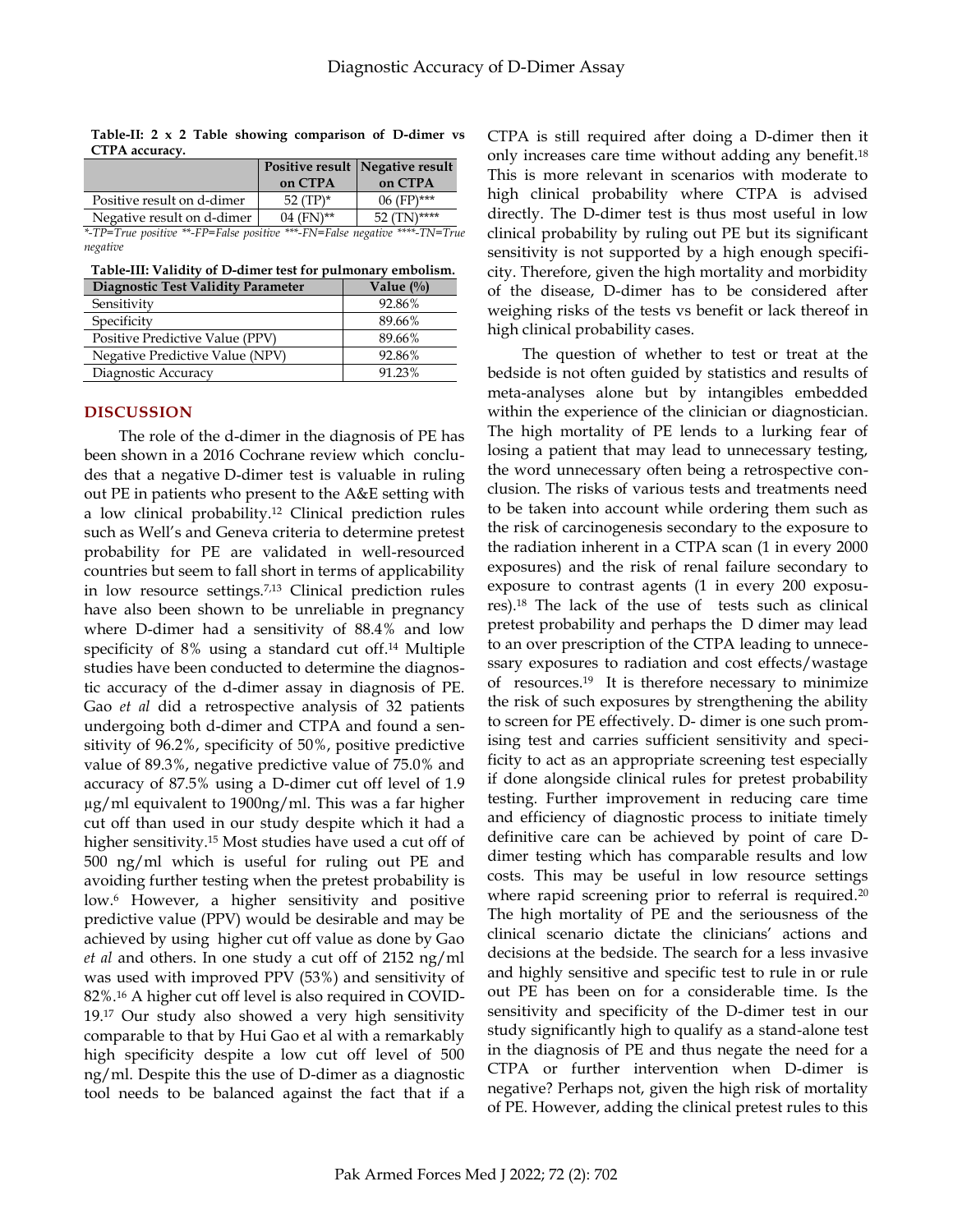**Table-II: 2 x 2 Table showing comparison of D-dimer vs CTPA accuracy.**

| | Positive result on CTPA | Negative result on CTPA |
|---|---|---|
| Positive result on d-dimer | 52 (TP)* | 06 (FP)*** |
| Negative result on d-dimer | 04 (FN)** | 52 (TN)**** |

*\*-TP=True positive \*\*-FP=False positive \*\*\*-FN=False negative \*\*\*\*-TN=True negative*

**Table-III: Validity of D-dimer test for pulmonary embolism.**

| Diagnostic Test Validity Parameter | Value (%) |
|---|---|
| Sensitivity | 92.86% |
| Specificity | 89.66% |
| Positive Predictive Value (PPV) | 89.66% |
| Negative Predictive Value (NPV) | 92.86% |
| Diagnostic Accuracy | 91.23% |

## DISCUSSION

The role of the d-dimer in the diagnosis of PE has been shown in a 2016 Cochrane review which concludes that a negative D-dimer test is valuable in ruling out PE in patients who present to the A&E setting with a low clinical probability.[12] Clinical prediction rules such as Well's and Geneva criteria to determine pretest probability for PE are validated in well-resourced countries but seem to fall short in terms of applicability in low resource settings.[7,13] Clinical prediction rules have also been shown to be unreliable in pregnancy where D-dimer had a sensitivity of 88.4% and low specificity of 8% using a standard cut off.[14] Multiple studies have been conducted to determine the diagnostic accuracy of the d-dimer assay in diagnosis of PE. Gao *et al* did a retrospective analysis of 32 patients undergoing both d-dimer and CTPA and found a sensitivity of 96.2%, specificity of 50%, positive predictive value of 89.3%, negative predictive value of 75.0% and accuracy of 87.5% using a D-dimer cut off level of 1.9 µg/ml equivalent to 1900ng/ml. This was a far higher cut off than used in our study despite which it had a higher sensitivity.[15] Most studies have used a cut off of 500 ng/ml which is useful for ruling out PE and avoiding further testing when the pretest probability is low.[6] However, a higher sensitivity and positive predictive value (PPV) would be desirable and may be achieved by using higher cut off value as done by Gao *et al* and others. In one study a cut off of 2152 ng/ml was used with improved PPV (53%) and sensitivity of 82%.[16] A higher cut off level is also required in COVID-19.[17] Our study also showed a very high sensitivity comparable to that by Hui Gao et al with a remarkably high specificity despite a low cut off level of 500 ng/ml. Despite this the use of D-dimer as a diagnostic tool needs to be balanced against the fact that if a CTPA is still required after doing a D-dimer then it only increases care time without adding any benefit.[18] This is more relevant in scenarios with moderate to high clinical probability where CTPA is advised directly. The D-dimer test is thus most useful in low clinical probability by ruling out PE but its significant sensitivity is not supported by a high enough specificity. Therefore, given the high mortality and morbidity of the disease, D-dimer has to be considered after weighing risks of the tests vs benefit or lack thereof in high clinical probability cases.

The question of whether to test or treat at the bedside is not often guided by statistics and results of meta-analyses alone but by intangibles embedded within the experience of the clinician or diagnostician. The high mortality of PE lends to a lurking fear of losing a patient that may lead to unnecessary testing, the word unnecessary often being a retrospective conclusion. The risks of various tests and treatments need to be taken into account while ordering them such as the risk of carcinogenesis secondary to the exposure to the radiation inherent in a CTPA scan (1 in every 2000 exposures) and the risk of renal failure secondary to exposure to contrast agents (1 in every 200 exposures).[18] The lack of the use of tests such as clinical pretest probability and perhaps the D dimer may lead to an over prescription of the CTPA leading to unnecessary exposures to radiation and cost effects/wastage of resources.[19] It is therefore necessary to minimize the risk of such exposures by strengthening the ability to screen for PE effectively. D- dimer is one such promising test and carries sufficient sensitivity and specificity to act as an appropriate screening test especially if done alongside clinical rules for pretest probability testing. Further improvement in reducing care time and efficiency of diagnostic process to initiate timely definitive care can be achieved by point of care D-dimer testing which has comparable results and low costs. This may be useful in low resource settings where rapid screening prior to referral is required.[20] The high mortality of PE and the seriousness of the clinical scenario dictate the clinicians' actions and decisions at the bedside. The search for a less invasive and highly sensitive and specific test to rule in or rule out PE has been on for a considerable time. Is the sensitivity and specificity of the D-dimer test in our study significantly high to qualify as a stand-alone test in the diagnosis of PE and thus negate the need for a CTPA or further intervention when D-dimer is negative? Perhaps not, given the high risk of mortality of PE. However, adding the clinical pretest rules to this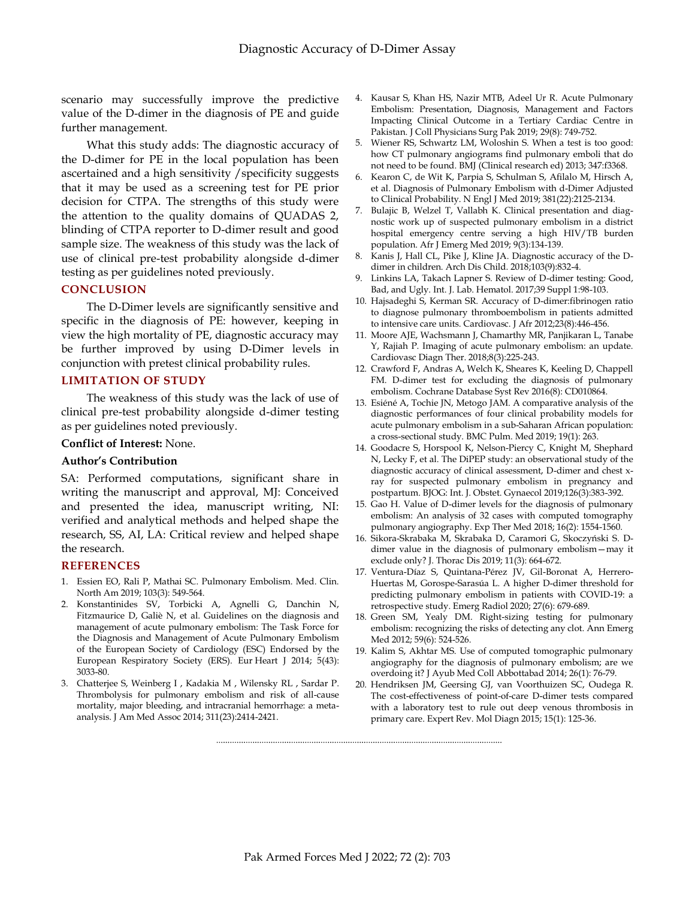scenario may successfully improve the predictive value of the D-dimer in the diagnosis of PE and guide further management.

What this study adds: The diagnostic accuracy of the D-dimer for PE in the local population has been ascertained and a high sensitivity /specificity suggests that it may be used as a screening test for PE prior decision for CTPA. The strengths of this study were the attention to the quality domains of QUADAS 2, blinding of CTPA reporter to D-dimer result and good sample size. The weakness of this study was the lack of use of clinical pre-test probability alongside d-dimer testing as per guidelines noted previously.

## CONCLUSION

The D-Dimer levels are significantly sensitive and specific in the diagnosis of PE: however, keeping in view the high mortality of PE, diagnostic accuracy may be further improved by using D-Dimer levels in conjunction with pretest clinical probability rules.

## LIMITATION OF STUDY

The weakness of this study was the lack of use of clinical pre-test probability alongside d-dimer testing as per guidelines noted previously.

**Conflict of Interest:** None.

**Author's Contribution**

SA: Performed computations, significant share in writing the manuscript and approval, MJ: Conceived and presented the idea, manuscript writing, NI: verified and analytical methods and helped shape the research, SS, AI, LA: Critical review and helped shape the research.

## REFERENCES

1. Essien EO, Rali P, Mathai SC. Pulmonary Embolism. Med. Clin. North Am 2019; 103(3): 549-564.
2. Konstantinides SV, Torbicki A, Agnelli G, Danchin N, Fitzmaurice D, Galiè N, et al. Guidelines on the diagnosis and management of acute pulmonary embolism: The Task Force for the Diagnosis and Management of Acute Pulmonary Embolism of the European Society of Cardiology (ESC) Endorsed by the European Respiratory Society (ERS). Eur Heart J 2014; 5(43): 3033-80.
3. Chatterjee S, Weinberg I , Kadakia M , Wilensky RL , Sardar P. Thrombolysis for pulmonary embolism and risk of all-cause mortality, major bleeding, and intracranial hemorrhage: a meta-analysis. J Am Med Assoc 2014; 311(23):2414-2421.
4. Kausar S, Khan HS, Nazir MTB, Adeel Ur R. Acute Pulmonary Embolism: Presentation, Diagnosis, Management and Factors Impacting Clinical Outcome in a Tertiary Cardiac Centre in Pakistan. J Coll Physicians Surg Pak 2019; 29(8): 749-752.
5. Wiener RS, Schwartz LM, Woloshin S. When a test is too good: how CT pulmonary angiograms find pulmonary emboli that do not need to be found. BMJ (Clinical research ed) 2013; 347:f3368.
6. Kearon C, de Wit K, Parpia S, Schulman S, Afilalo M, Hirsch A, et al. Diagnosis of Pulmonary Embolism with d-Dimer Adjusted to Clinical Probability. N Engl J Med 2019; 381(22):2125-2134.
7. Bulajic B, Welzel T, Vallabh K. Clinical presentation and diagnostic work up of suspected pulmonary embolism in a district hospital emergency centre serving a high HIV/TB burden population. Afr J Emerg Med 2019; 9(3):134-139.
8. Kanis J, Hall CL, Pike J, Kline JA. Diagnostic accuracy of the D-dimer in children. Arch Dis Child. 2018;103(9):832-4.
9. Linkins LA, Takach Lapner S. Review of D-dimer testing: Good, Bad, and Ugly. Int. J. Lab. Hematol. 2017;39 Suppl 1:98-103.
10. Hajsadeghi S, Kerman SR. Accuracy of D-dimer:fibrinogen ratio to diagnose pulmonary thromboembolism in patients admitted to intensive care units. Cardiovasc. J Afr 2012;23(8):446-456.
11. Moore AJE, Wachsmann J, Chamarthy MR, Panjikaran L, Tanabe Y, Rajiah P. Imaging of acute pulmonary embolism: an update. Cardiovasc Diagn Ther. 2018;8(3):225-243.
12. Crawford F, Andras A, Welch K, Sheares K, Keeling D, Chappell FM. D-dimer test for excluding the diagnosis of pulmonary embolism. Cochrane Database Syst Rev 2016(8): CD010864.
13. Esiéné A, Tochie JN, Metogo JAM. A comparative analysis of the diagnostic performances of four clinical probability models for acute pulmonary embolism in a sub-Saharan African population: a cross-sectional study. BMC Pulm. Med 2019; 19(1): 263.
14. Goodacre S, Horspool K, Nelson-Piercy C, Knight M, Shephard N, Lecky F, et al. The DiPEP study: an observational study of the diagnostic accuracy of clinical assessment, D-dimer and chest x-ray for suspected pulmonary embolism in pregnancy and postpartum. BJOG: Int. J. Obstet. Gynaecol 2019;126(3):383-392.
15. Gao H. Value of D-dimer levels for the diagnosis of pulmonary embolism: An analysis of 32 cases with computed tomography pulmonary angiography. Exp Ther Med 2018; 16(2): 1554-1560.
16. Sikora-Skrabaka M, Skrabaka D, Caramori G, Skoczyński S. D-dimer value in the diagnosis of pulmonary embolism—may it exclude only? J. Thorac Dis 2019; 11(3): 664-672.
17. Ventura-Díaz S, Quintana-Pérez JV, Gil-Boronat A, Herrero-Huertas M, Gorospe-Sarasúa L. A higher D-dimer threshold for predicting pulmonary embolism in patients with COVID-19: a retrospective study. Emerg Radiol 2020; 27(6): 679-689.
18. Green SM, Yealy DM. Right-sizing testing for pulmonary embolism: recognizing the risks of detecting any clot. Ann Emerg Med 2012; 59(6): 524-526.
19. Kalim S, Akhtar MS. Use of computed tomographic pulmonary angiography for the diagnosis of pulmonary embolism; are we overdoing it? J Ayub Med Coll Abbottabad 2014; 26(1): 76-79.
20. Hendriksen JM, Geersing GJ, van Voorthuizen SC, Oudega R. The cost-effectiveness of point-of-care D-dimer tests compared with a laboratory test to rule out deep venous thrombosis in primary care. Expert Rev. Mol Diagn 2015; 15(1): 125-36.